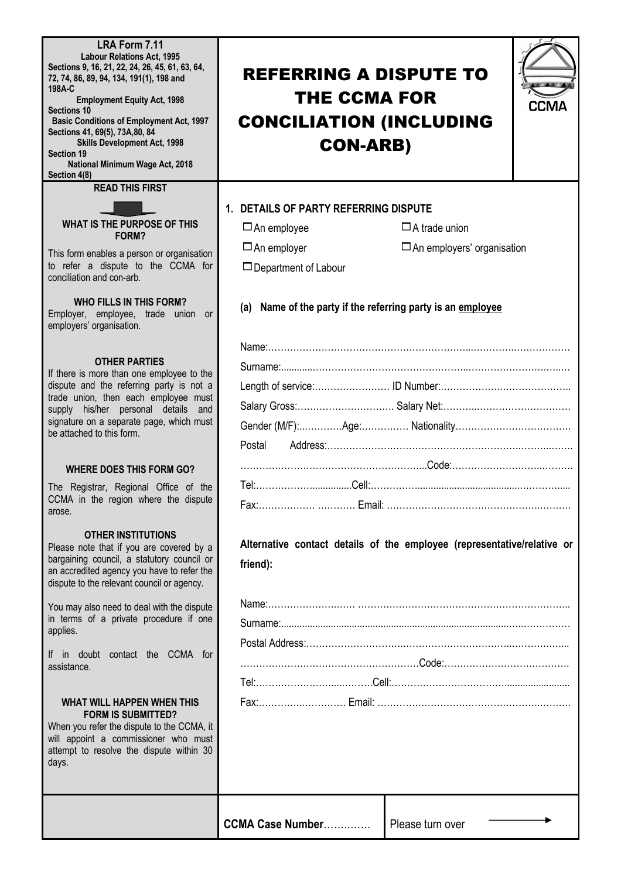**LRA Form 7.11**
**Labour Relations Act, 1995**
**Sections 9, 16, 21, 22, 24, 26, 45, 61, 63, 64, 72, 74, 86, 89, 94, 134, 191(1), 198 and 198A-C**
**Employment Equity Act, 1998**
**Sections 10**
**Basic Conditions of Employment Act, 1997**
**Sections 41, 69(5), 73A,80, 84**
**Skills Development Act, 1998**
**Section 19**
**National Minimum Wage Act, 2018**
**Section 4(8)**

# REFERRING A DISPUTE TO THE CCMA FOR CONCILIATION (INCLUDING CON-ARB)

CCMA

## READ THIS FIRST

### WHAT IS THE PURPOSE OF THIS FORM?

This form enables a person or organisation to refer a dispute to the CCMA for conciliation and con-arb.

### WHO FILLS IN THIS FORM?

Employer, employee, trade union or employers' organisation.

### OTHER PARTIES

If there is more than one employee to the dispute and the referring party is not a trade union, then each employee must supply his/her personal details and signature on a separate page, which must be attached to this form.

### WHERE DOES THIS FORM GO?

The Registrar, Regional Office of the CCMA in the region where the dispute arose.

### OTHER INSTITUTIONS

Please note that if you are covered by a bargaining council, a statutory council or an accredited agency you have to refer the dispute to the relevant council or agency.

You may also need to deal with the dispute in terms of a private procedure if one applies.

If in doubt contact the CCMA for assistance.

### WHAT WILL HAPPEN WHEN THIS FORM IS SUBMITTED?

When you refer the dispute to the CCMA, it will appoint a commissioner who must attempt to resolve the dispute within 30 days.

## 1. DETAILS OF PARTY REFERRING DISPUTE

☐ An employee ☐ A trade union

☐ An employer ☐ An employers' organisation

☐ Department of Labour

**(a) Name of the party if the referring party is an employee**

Name:……………………………………………………………………………………

Surname:………………………………………………………………………………

Length of service:…………………… ID Number:……………………………………

Salary Gross:………………………… Salary Net:……………………………………

Gender (M/F):…………Age:…………… Nationality………………………………

Postal Address:…………………………………………………………………………

……………………………………………………Code:…………………………………

Tel:……………………Cell:………………………………………………………………

Fax:……………… ………… Email: …………………………………………………

**Alternative contact details of the employee (representative/relative or friend):**

Name:………………………… ……………………………………………………………

Surname:…………………………………………………………………………………

Postal Address:…………………………………………………………………………

…………………………………………………Code:……………………………………

Tel:…………………………………Cell:…………………………………………………

Fax:………………………… Email: ……………………………………………………

**CCMA Case Number**…………

Please turn over →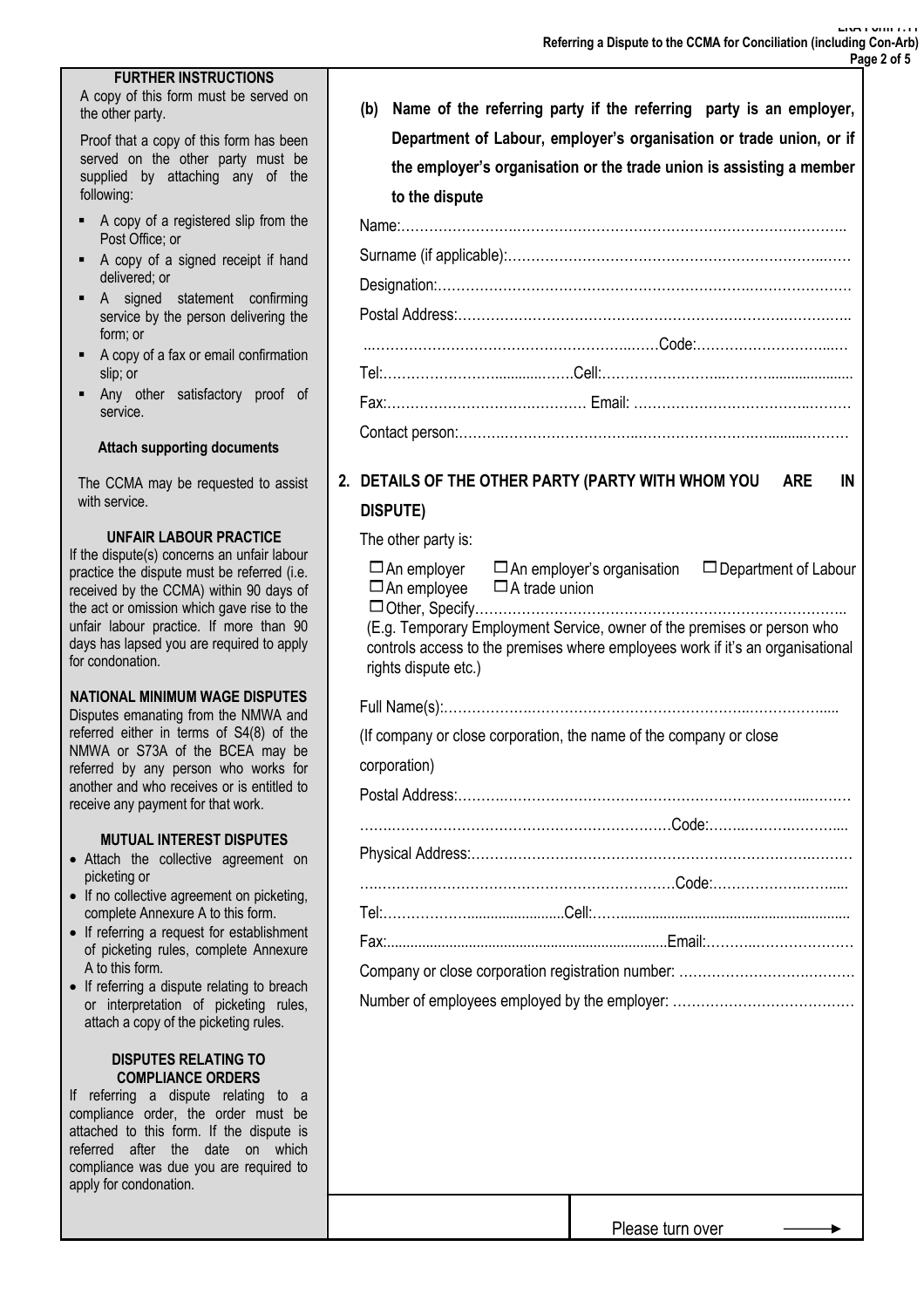### FURTHER INSTRUCTIONS

A copy of this form must be served on the other party.

Proof that a copy of this form has been served on the other party must be supplied by attaching any of the following:

- A copy of a registered slip from the Post Office; or
- A copy of a signed receipt if hand delivered; or
- A signed statement confirming service by the person delivering the form; or
- A copy of a fax or email confirmation slip; or
- Any other satisfactory proof of service.

**Attach supporting documents**

The CCMA may be requested to assist with service.

### UNFAIR LABOUR PRACTICE

If the dispute(s) concerns an unfair labour practice the dispute must be referred (i.e. received by the CCMA) within 90 days of the act or omission which gave rise to the unfair labour practice. If more than 90 days has lapsed you are required to apply for condonation.

### NATIONAL MINIMUM WAGE DISPUTES

Disputes emanating from the NMWA and referred either in terms of S4(8) of the NMWA or S73A of the BCEA may be referred by any person who works for another and who receives or is entitled to receive any payment for that work.

### MUTUAL INTEREST DISPUTES

- Attach the collective agreement on picketing or
- If no collective agreement on picketing, complete Annexure A to this form.
- If referring a request for establishment of picketing rules, complete Annexure A to this form.
- If referring a dispute relating to breach or interpretation of picketing rules, attach a copy of the picketing rules.

### DISPUTES RELATING TO COMPLIANCE ORDERS

If referring a dispute relating to a compliance order, the order must be attached to this form. If the dispute is referred after the date on which compliance was due you are required to apply for condonation.

---

**(b) Name of the referring party if the referring party is an employer, Department of Labour, employer's organisation or trade union, or if the employer's organisation or the trade union is assisting a member to the dispute**

Name:……………………………………………………………………………………

Surname (if applicable):…………………………………………………………………

Designation:………………………………………………………………………………

Postal Address:……………………………………………………………………………

……………………………………………………………Code:……………………………

Tel:……………………………Cell:…………………………………………………………

Fax:…………………………………… Email: ……………………………………………

Contact person:……………………………………………………………………………

## 2. DETAILS OF THE OTHER PARTY (PARTY WITH WHOM YOU ARE IN DISPUTE)

The other party is:

☐ An employer ☐ An employer's organisation ☐ Department of Labour
☐ An employee ☐ A trade union
☐ Other, Specify……………………………………………………………………………
(E.g. Temporary Employment Service, owner of the premises or person who controls access to the premises where employees work if it's an organisational rights dispute etc.)

Full Name(s):………………………………………………………………………………

(If company or close corporation, the name of the company or close corporation)

Postal Address:……………………………………………………………………………

……………………………………………………………Code:……………………………

Physical Address:…………………………………………………………………………

……………………………………………………………Code:……………………………

Tel:……………………………Cell:…………………………………………………………

Fax:…………………………………………………………Email:……………………………

Company or close corporation registration number: ……………………………………

Number of employees employed by the employer: ………………………………………

Please turn over →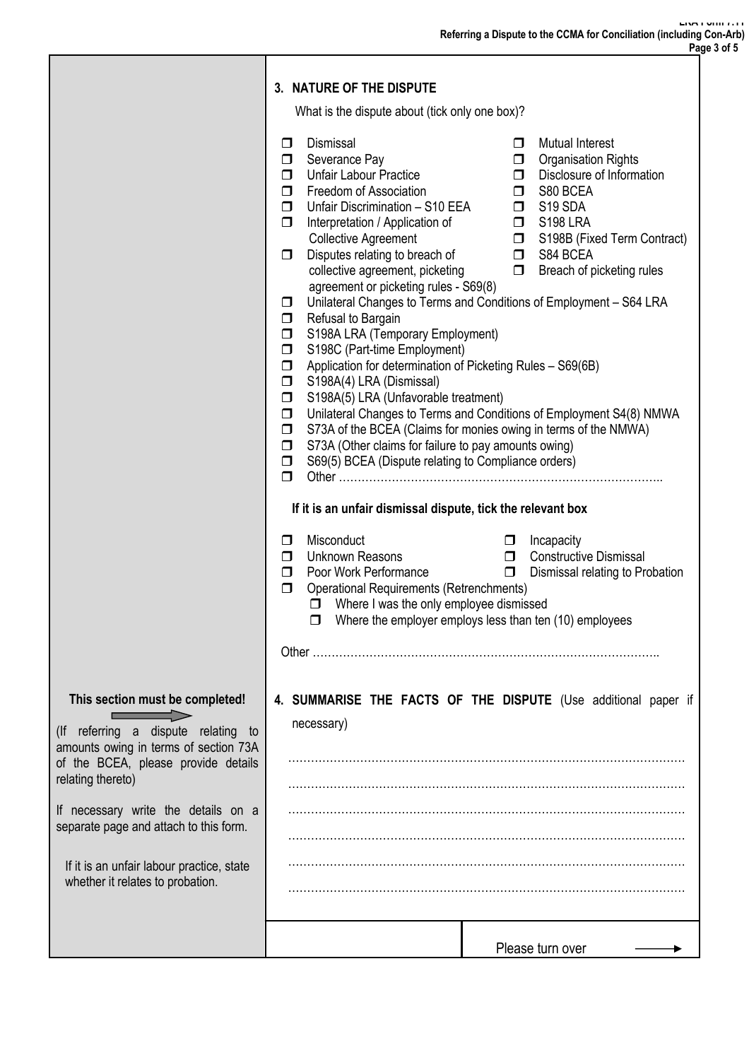## 3. NATURE OF THE DISPUTE

What is the dispute about (tick only one box)?

- ☐ Dismissal
- ☐ Severance Pay
- ☐ Unfair Labour Practice
- ☐ Freedom of Association
- ☐ Unfair Discrimination – S10 EEA
- ☐ Interpretation / Application of Collective Agreement
- ☐ Disputes relating to breach of collective agreement, picketing agreement or picketing rules - S69(8)
- ☐ Mutual Interest
- ☐ Organisation Rights
- ☐ Disclosure of Information
- ☐ S80 BCEA
- ☐ S19 SDA
- ☐ S198 LRA
- ☐ S198B (Fixed Term Contract)
- ☐ S84 BCEA
- ☐ Breach of picketing rules
- ☐ Unilateral Changes to Terms and Conditions of Employment – S64 LRA
- ☐ Refusal to Bargain
- ☐ S198A LRA (Temporary Employment)
- ☐ S198C (Part-time Employment)
- ☐ Application for determination of Picketing Rules – S69(6B)
- ☐ S198A(4) LRA (Dismissal)
- ☐ S198A(5) LRA (Unfavorable treatment)
- ☐ Unilateral Changes to Terms and Conditions of Employment S4(8) NMWA
- ☐ S73A of the BCEA (Claims for monies owing in terms of the NMWA)
- ☐ S73A (Other claims for failure to pay amounts owing)
- ☐ S69(5) BCEA (Dispute relating to Compliance orders)
- ☐ Other …………………………………………………………………………..

**If it is an unfair dismissal dispute, tick the relevant box**

- ☐ Misconduct
- ☐ Unknown Reasons
- ☐ Poor Work Performance
- ☐ Incapacity
- ☐ Constructive Dismissal
- ☐ Dismissal relating to Probation
- ☐ Operational Requirements (Retrenchments)
  - ☐ Where I was the only employee dismissed
  - ☐ Where the employer employs less than ten (10) employees

Other ……………………………………………………………………………….

**This section must be completed!**

(If referring a dispute relating to amounts owing in terms of section 73A of the BCEA, please provide details relating thereto)

If necessary write the details on a separate page and attach to this form.

If it is an unfair labour practice, state whether it relates to probation.

## 4. SUMMARISE THE FACTS OF THE DISPUTE (Use additional paper if necessary)

……………………………………………………………………………………………

……………………………………………………………………………………………

……………………………………………………………………………………………

……………………………………………………………………………………………

……………………………………………………………………………………………

……………………………………………………………………………………………

Please turn over →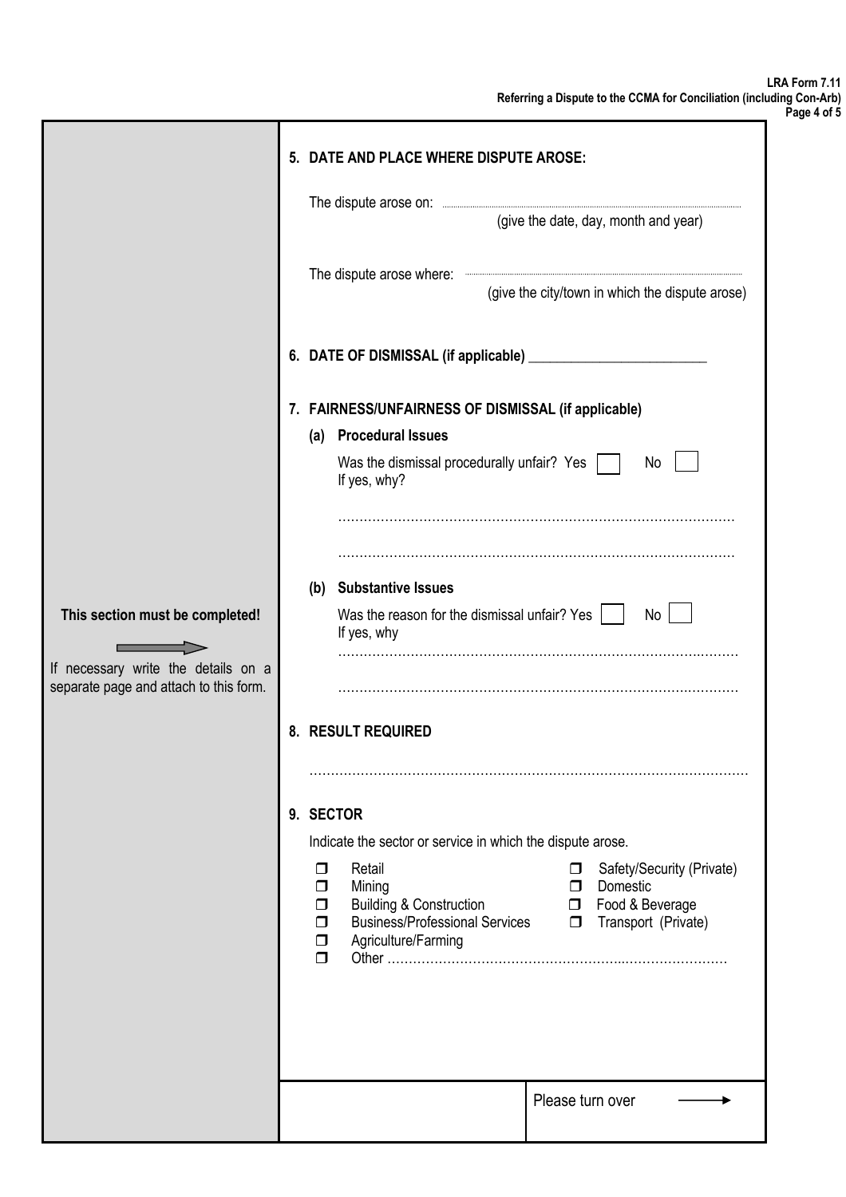This section must be completed!

If necessary write the details on a separate page and attach to this form.

## 5. DATE AND PLACE WHERE DISPUTE AROSE:

The dispute arose on: ..........................................................................................
(give the date, day, month and year)

The dispute arose where: ..........................................................................................
(give the city/town in which the dispute arose)

## 6. DATE OF DISMISSAL (if applicable) ___________________________

## 7. FAIRNESS/UNFAIRNESS OF DISMISSAL (if applicable)

**(a) Procedural Issues**

Was the dismissal procedurally unfair? Yes ☐ No ☐
If yes, why?

..........................................................................................

..........................................................................................

**(b) Substantive Issues**

Was the reason for the dismissal unfair? Yes ☐ No ☐
If yes, why

..........................................................................................

..........................................................................................

## 8. RESULT REQUIRED

..........................................................................................

## 9. SECTOR

Indicate the sector or service in which the dispute arose.

- ☐ Retail
- ☐ Mining
- ☐ Building & Construction
- ☐ Business/Professional Services
- ☐ Agriculture/Farming
- ☐ Safety/Security (Private)
- ☐ Domestic
- ☐ Food & Beverage
- ☐ Transport (Private)
- ☐ Other ..........................................................................................

Please turn over →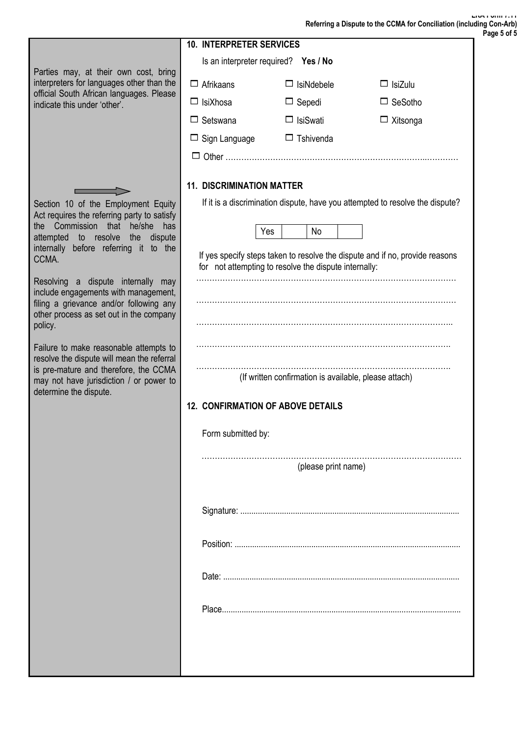## 10. INTERPRETER SERVICES

Parties may, at their own cost, bring interpreters for languages other than the official South African languages. Please indicate this under 'other'.

Is an interpreter required? **Yes / No**

- ☐ Afrikaans
- ☐ IsiNdebele
- ☐ IsiZulu
- ☐ IsiXhosa
- ☐ Sepedi
- ☐ SeSotho
- ☐ Setswana
- ☐ IsiSwati
- ☐ Xitsonga
- ☐ Sign Language
- ☐ Tshivenda
- ☐ Other ……………………………………………………………………..…………

## 11. DISCRIMINATION MATTER

Section 10 of the Employment Equity Act requires the referring party to satisfy the Commission that he/she has attempted to resolve the dispute internally before referring it to the CCMA.

Resolving a dispute internally may include engagements with management, filing a grievance and/or following any other process as set out in the company policy.

Failure to make reasonable attempts to resolve the dispute will mean the referral is pre-mature and therefore, the CCMA may not have jurisdiction / or power to determine the dispute.

If it is a discrimination dispute, have you attempted to resolve the dispute?

| Yes | | No | |
|---|---|---|---|

If yes specify steps taken to resolve the dispute and if no, provide reasons for not attempting to resolve the dispute internally:

………………………………………………………………………………………

………………………………………………………………………………………

……………………………………………………………………………………..

…………………………………………………………………………………….

…………………………………………………………………………………….

(If written confirmation is available, please attach)

## 12. CONFIRMATION OF ABOVE DETAILS

Form submitted by:

………………………………………………………………………………………

(please print name)

Signature: ..................................................................................................

Position: .....................................................................................................

Date: ..........................................................................................................

Place...........................................................................................................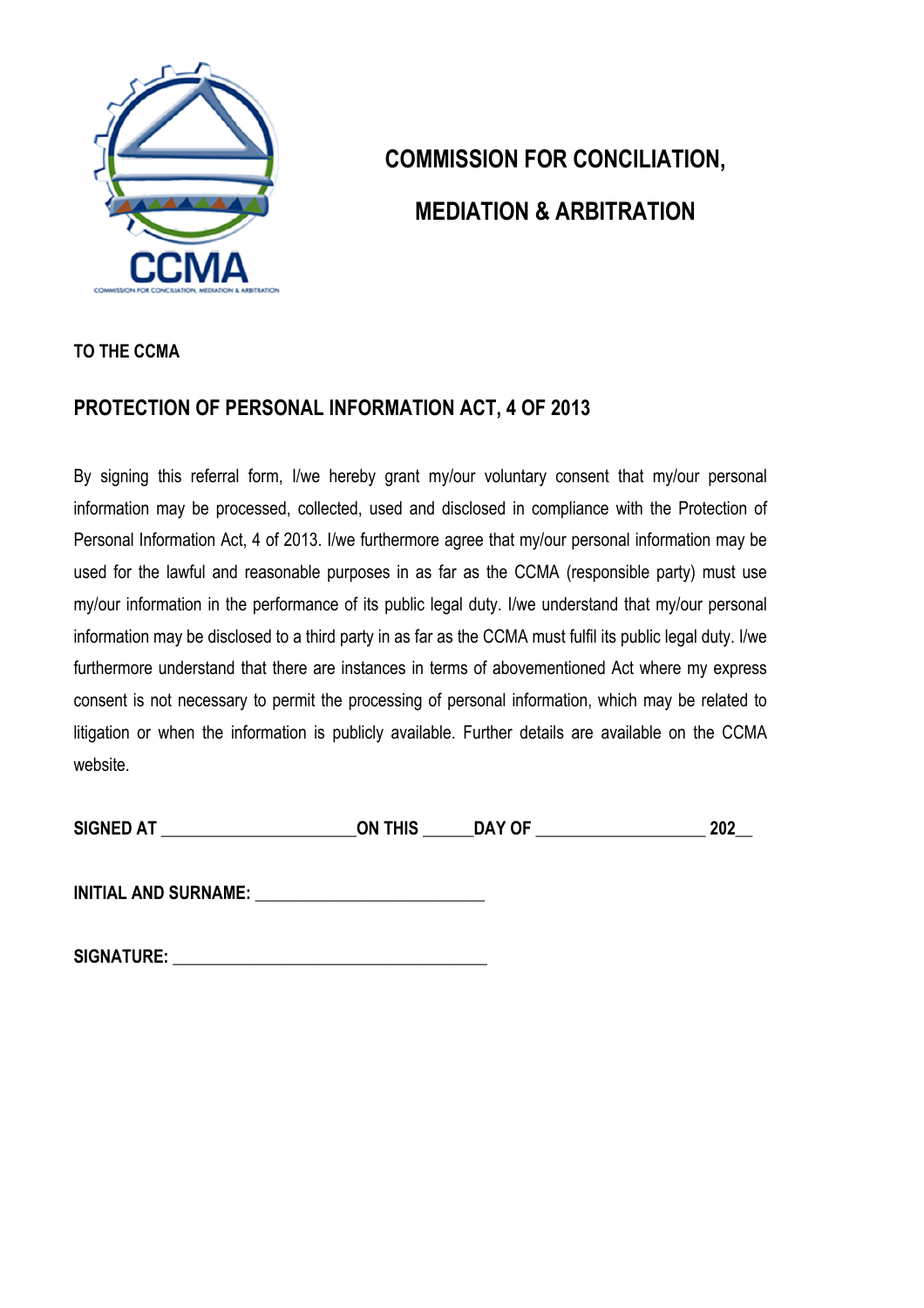# COMMISSION FOR CONCILIATION, MEDIATION & ARBITRATION

**TO THE CCMA**

## PROTECTION OF PERSONAL INFORMATION ACT, 4 OF 2013

By signing this referral form, I/we hereby grant my/our voluntary consent that my/our personal information may be processed, collected, used and disclosed in compliance with the Protection of Personal Information Act, 4 of 2013. I/we furthermore agree that my/our personal information may be used for the lawful and reasonable purposes in as far as the CCMA (responsible party) must use my/our information in the performance of its public legal duty. I/we understand that my/our personal information may be disclosed to a third party in as far as the CCMA must fulfil its public legal duty. I/we furthermore understand that there are instances in terms of abovementioned Act where my express consent is not necessary to permit the processing of personal information, which may be related to litigation or when the information is publicly available. Further details are available on the CCMA website.

**SIGNED AT** ______________________ **ON THIS** ______ **DAY OF** ___________________ **202**__

**INITIAL AND SURNAME:** __________________________

**SIGNATURE:** ____________________________________